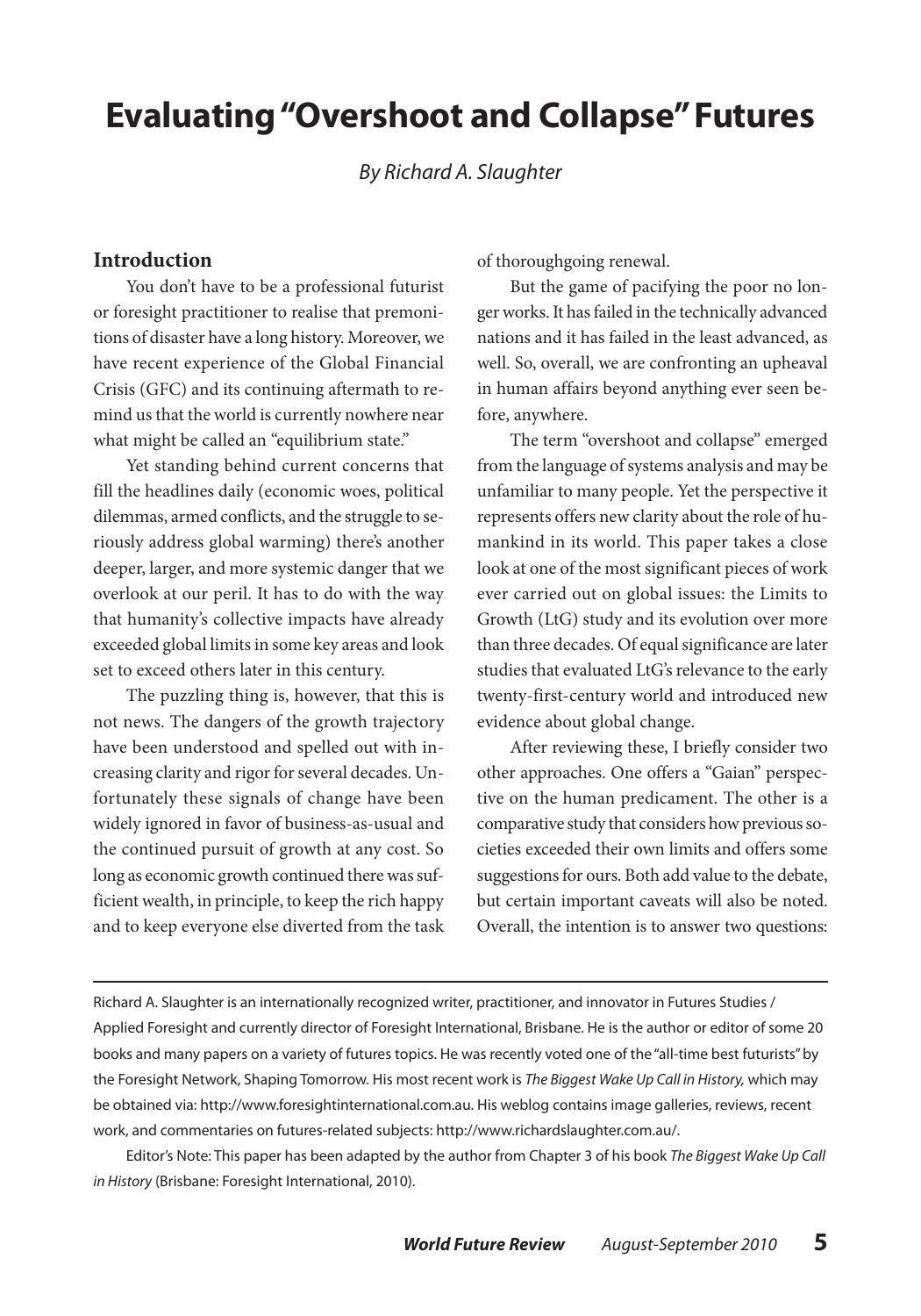# Evaluating "Overshoot and Collapse" Futures

*By Richard A. Slaughter*

## Introduction

You don't have to be a professional futurist or foresight practitioner to realise that premonitions of disaster have a long history. Moreover, we have recent experience of the Global Financial Crisis (GFC) and its continuing aftermath to remind us that the world is currently nowhere near what might be called an "equilibrium state."

Yet standing behind current concerns that fill the headlines daily (economic woes, political dilemmas, armed conflicts, and the struggle to seriously address global warming) there's another deeper, larger, and more systemic danger that we overlook at our peril. It has to do with the way that humanity's collective impacts have already exceeded global limits in some key areas and look set to exceed others later in this century.

The puzzling thing is, however, that this is not news. The dangers of the growth trajectory have been understood and spelled out with increasing clarity and rigor for several decades. Unfortunately these signals of change have been widely ignored in favor of business-as-usual and the continued pursuit of growth at any cost. So long as economic growth continued there was sufficient wealth, in principle, to keep the rich happy and to keep everyone else diverted from the task of thoroughgoing renewal.

But the game of pacifying the poor no longer works. It has failed in the technically advanced nations and it has failed in the least advanced, as well. So, overall, we are confronting an upheaval in human affairs beyond anything ever seen before, anywhere.

The term "overshoot and collapse" emerged from the language of systems analysis and may be unfamiliar to many people. Yet the perspective it represents offers new clarity about the role of humankind in its world. This paper takes a close look at one of the most significant pieces of work ever carried out on global issues: the Limits to Growth (LtG) study and its evolution over more than three decades. Of equal significance are later studies that evaluated LtG's relevance to the early twenty-first-century world and introduced new evidence about global change.

After reviewing these, I briefly consider two other approaches. One offers a "Gaian" perspective on the human predicament. The other is a comparative study that considers how previous societies exceeded their own limits and offers some suggestions for ours. Both add value to the debate, but certain important caveats will also be noted. Overall, the intention is to answer two questions:

---

Richard A. Slaughter is an internationally recognized writer, practitioner, and innovator in Futures Studies / Applied Foresight and currently director of Foresight International, Brisbane. He is the author or editor of some 20 books and many papers on a variety of futures topics. He was recently voted one of the "all-time best futurists" by the Foresight Network, Shaping Tomorrow. His most recent work is *The Biggest Wake Up Call in History,* which may be obtained via: http://www.foresightinternational.com.au. His weblog contains image galleries, reviews, recent work, and commentaries on futures-related subjects: http://www.richardslaughter.com.au/.

Editor's Note: This paper has been adapted by the author from Chapter 3 of his book *The Biggest Wake Up Call in History* (Brisbane: Foresight International, 2010).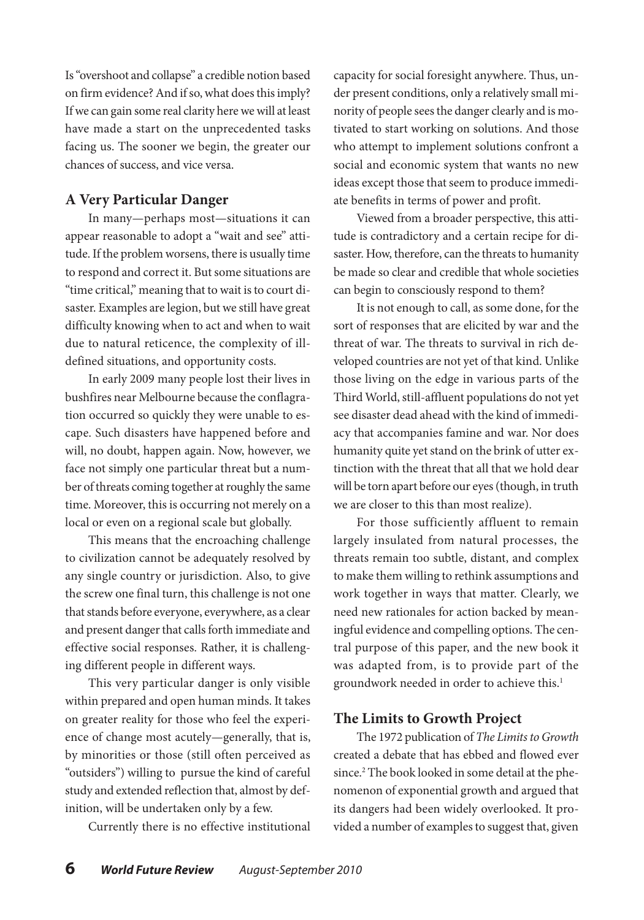Is "overshoot and collapse" a credible notion based on firm evidence? And if so, what does this imply? If we can gain some real clarity here we will at least have made a start on the unprecedented tasks facing us. The sooner we begin, the greater our chances of success, and vice versa.

## A Very Particular Danger

In many—perhaps most—situations it can appear reasonable to adopt a "wait and see" attitude. If the problem worsens, there is usually time to respond and correct it. But some situations are "time critical," meaning that to wait is to court disaster. Examples are legion, but we still have great difficulty knowing when to act and when to wait due to natural reticence, the complexity of ill-defined situations, and opportunity costs.

In early 2009 many people lost their lives in bushfires near Melbourne because the conflagration occurred so quickly they were unable to escape. Such disasters have happened before and will, no doubt, happen again. Now, however, we face not simply one particular threat but a number of threats coming together at roughly the same time. Moreover, this is occurring not merely on a local or even on a regional scale but globally.

This means that the encroaching challenge to civilization cannot be adequately resolved by any single country or jurisdiction. Also, to give the screw one final turn, this challenge is not one that stands before everyone, everywhere, as a clear and present danger that calls forth immediate and effective social responses. Rather, it is challenging different people in different ways.

This very particular danger is only visible within prepared and open human minds. It takes on greater reality for those who feel the experience of change most acutely—generally, that is, by minorities or those (still often perceived as "outsiders") willing to pursue the kind of careful study and extended reflection that, almost by definition, will be undertaken only by a few.

Currently there is no effective institutional capacity for social foresight anywhere. Thus, under present conditions, only a relatively small minority of people sees the danger clearly and is motivated to start working on solutions. And those who attempt to implement solutions confront a social and economic system that wants no new ideas except those that seem to produce immediate benefits in terms of power and profit.

Viewed from a broader perspective, this attitude is contradictory and a certain recipe for disaster. How, therefore, can the threats to humanity be made so clear and credible that whole societies can begin to consciously respond to them?

It is not enough to call, as some done, for the sort of responses that are elicited by war and the threat of war. The threats to survival in rich developed countries are not yet of that kind. Unlike those living on the edge in various parts of the Third World, still-affluent populations do not yet see disaster dead ahead with the kind of immediacy that accompanies famine and war. Nor does humanity quite yet stand on the brink of utter extinction with the threat that all that we hold dear will be torn apart before our eyes (though, in truth we are closer to this than most realize).

For those sufficiently affluent to remain largely insulated from natural processes, the threats remain too subtle, distant, and complex to make them willing to rethink assumptions and work together in ways that matter. Clearly, we need new rationales for action backed by meaningful evidence and compelling options. The central purpose of this paper, and the new book it was adapted from, is to provide part of the groundwork needed in order to achieve this.[1]

## The Limits to Growth Project

The 1972 publication of *The Limits to Growth* created a debate that has ebbed and flowed ever since.[2] The book looked in some detail at the phenomenon of exponential growth and argued that its dangers had been widely overlooked. It provided a number of examples to suggest that, given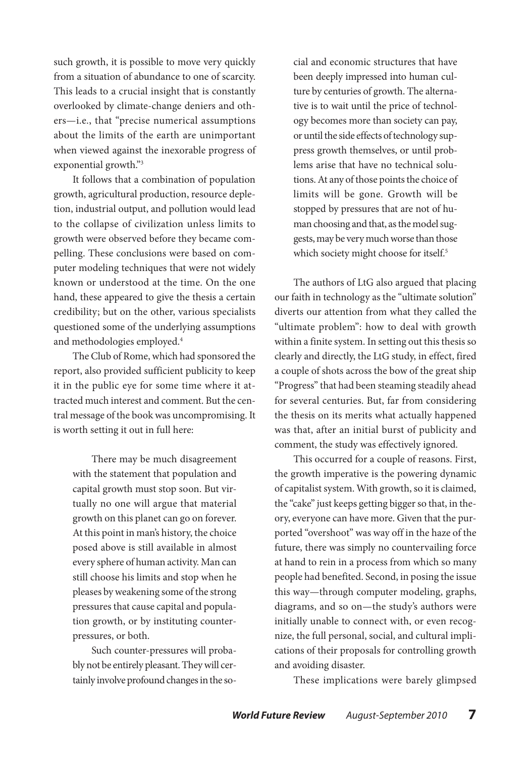such growth, it is possible to move very quickly from a situation of abundance to one of scarcity. This leads to a crucial insight that is constantly overlooked by climate-change deniers and others—i.e., that "precise numerical assumptions about the limits of the earth are unimportant when viewed against the inexorable progress of exponential growth."[3]

It follows that a combination of population growth, agricultural production, resource depletion, industrial output, and pollution would lead to the collapse of civilization unless limits to growth were observed before they became compelling. These conclusions were based on computer modeling techniques that were not widely known or understood at the time. On the one hand, these appeared to give the thesis a certain credibility; but on the other, various specialists questioned some of the underlying assumptions and methodologies employed.[4]

The Club of Rome, which had sponsored the report, also provided sufficient publicity to keep it in the public eye for some time where it attracted much interest and comment. But the central message of the book was uncompromising. It is worth setting it out in full here:

> There may be much disagreement with the statement that population and capital growth must stop soon. But virtually no one will argue that material growth on this planet can go on forever. At this point in man's history, the choice posed above is still available in almost every sphere of human activity. Man can still choose his limits and stop when he pleases by weakening some of the strong pressures that cause capital and population growth, or by instituting counter-pressures, or both.
>
> Such counter-pressures will probably not be entirely pleasant. They will certainly involve profound changes in the social and economic structures that have been deeply impressed into human culture by centuries of growth. The alternative is to wait until the price of technology becomes more than society can pay, or until the side effects of technology suppress growth themselves, or until problems arise that have no technical solutions. At any of those points the choice of limits will be gone. Growth will be stopped by pressures that are not of human choosing and that, as the model suggests, may be very much worse than those which society might choose for itself.[5]

The authors of LtG also argued that placing our faith in technology as the "ultimate solution" diverts our attention from what they called the "ultimate problem": how to deal with growth within a finite system. In setting out this thesis so clearly and directly, the LtG study, in effect, fired a couple of shots across the bow of the great ship "Progress" that had been steaming steadily ahead for several centuries. But, far from considering the thesis on its merits what actually happened was that, after an initial burst of publicity and comment, the study was effectively ignored.

This occurred for a couple of reasons. First, the growth imperative is the powering dynamic of capitalist system. With growth, so it is claimed, the "cake" just keeps getting bigger so that, in theory, everyone can have more. Given that the purported "overshoot" was way off in the haze of the future, there was simply no countervailing force at hand to rein in a process from which so many people had benefited. Second, in posing the issue this way—through computer modeling, graphs, diagrams, and so on—the study's authors were initially unable to connect with, or even recognize, the full personal, social, and cultural implications of their proposals for controlling growth and avoiding disaster.

These implications were barely glimpsed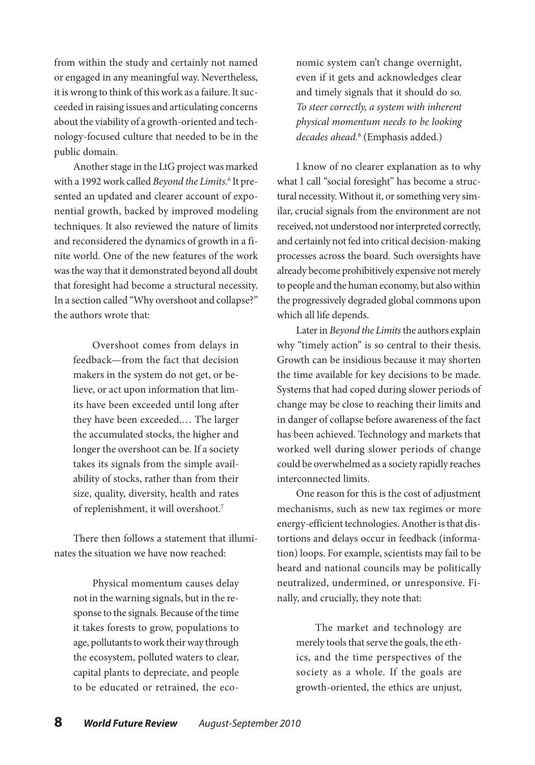from within the study and certainly not named or engaged in any meaningful way. Nevertheless, it is wrong to think of this work as a failure. It succeeded in raising issues and articulating concerns about the viability of a growth-oriented and technology-focused culture that needed to be in the public domain.

Another stage in the LtG project was marked with a 1992 work called *Beyond the Limits*.[6] It presented an updated and clearer account of exponential growth, backed by improved modeling techniques. It also reviewed the nature of limits and reconsidered the dynamics of growth in a finite world. One of the new features of the work was the way that it demonstrated beyond all doubt that foresight had become a structural necessity. In a section called "Why overshoot and collapse?" the authors wrote that:

> Overshoot comes from delays in feedback—from the fact that decision makers in the system do not get, or believe, or act upon information that limits have been exceeded until long after they have been exceeded.… The larger the accumulated stocks, the higher and longer the overshoot can be. If a society takes its signals from the simple availability of stocks, rather than from their size, quality, diversity, health and rates of replenishment, it will overshoot.[7]

There then follows a statement that illuminates the situation we have now reached:

> Physical momentum causes delay not in the warning signals, but in the response to the signals. Because of the time it takes forests to grow, populations to age, pollutants to work their way through the ecosystem, polluted waters to clear, capital plants to depreciate, and people to be educated or retrained, the economic system can't change overnight, even if it gets and acknowledges clear and timely signals that it should do so. *To steer correctly, a system with inherent physical momentum needs to be looking decades ahead.*[8] (Emphasis added.)

I know of no clearer explanation as to why what I call "social foresight" has become a structural necessity. Without it, or something very similar, crucial signals from the environment are not received, not understood nor interpreted correctly, and certainly not fed into critical decision-making processes across the board. Such oversights have already become prohibitively expensive not merely to people and the human economy, but also within the progressively degraded global commons upon which all life depends.

Later in *Beyond the Limits* the authors explain why "timely action" is so central to their thesis. Growth can be insidious because it may shorten the time available for key decisions to be made. Systems that had coped during slower periods of change may be close to reaching their limits and in danger of collapse before awareness of the fact has been achieved. Technology and markets that worked well during slower periods of change could be overwhelmed as a society rapidly reaches interconnected limits.

One reason for this is the cost of adjustment mechanisms, such as new tax regimes or more energy-efficient technologies. Another is that distortions and delays occur in feedback (information) loops. For example, scientists may fail to be heard and national councils may be politically neutralized, undermined, or unresponsive. Finally, and crucially, they note that:

> The market and technology are merely tools that serve the goals, the ethics, and the time perspectives of the society as a whole. If the goals are growth-oriented, the ethics are unjust,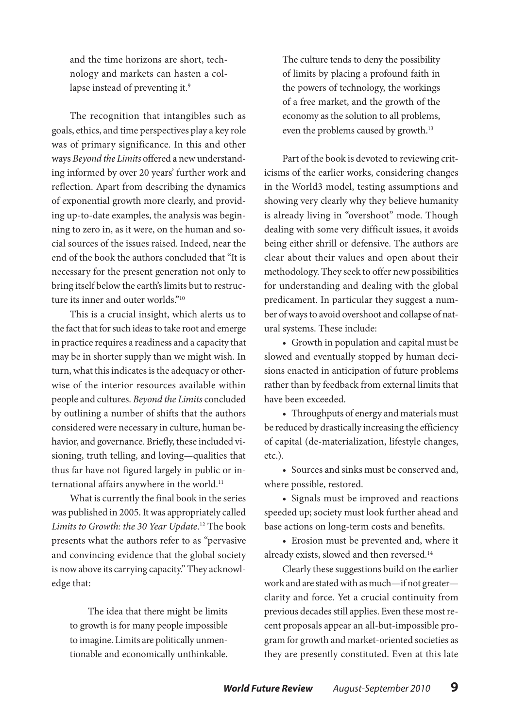> and the time horizons are short, technology and markets can hasten a collapse instead of preventing it.[9]

The recognition that intangibles such as goals, ethics, and time perspectives play a key role was of primary significance. In this and other ways *Beyond the Limits* offered a new understanding informed by over 20 years' further work and reflection. Apart from describing the dynamics of exponential growth more clearly, and providing up-to-date examples, the analysis was beginning to zero in, as it were, on the human and social sources of the issues raised. Indeed, near the end of the book the authors concluded that "It is necessary for the present generation not only to bring itself below the earth's limits but to restructure its inner and outer worlds."[10]

This is a crucial insight, which alerts us to the fact that for such ideas to take root and emerge in practice requires a readiness and a capacity that may be in shorter supply than we might wish. In turn, what this indicates is the adequacy or otherwise of the interior resources available within people and cultures. *Beyond the Limits* concluded by outlining a number of shifts that the authors considered were necessary in culture, human behavior, and governance. Briefly, these included visioning, truth telling, and loving—qualities that thus far have not figured largely in public or international affairs anywhere in the world.[11]

What is currently the final book in the series was published in 2005. It was appropriately called *Limits to Growth: the 30 Year Update*.[12] The book presents what the authors refer to as "pervasive and convincing evidence that the global society is now above its carrying capacity." They acknowledge that:

> The idea that there might be limits to growth is for many people impossible to imagine. Limits are politically unmentionable and economically unthinkable. The culture tends to deny the possibility of limits by placing a profound faith in the powers of technology, the workings of a free market, and the growth of the economy as the solution to all problems, even the problems caused by growth.[13]

Part of the book is devoted to reviewing criticisms of the earlier works, considering changes in the World3 model, testing assumptions and showing very clearly why they believe humanity is already living in "overshoot" mode. Though dealing with some very difficult issues, it avoids being either shrill or defensive. The authors are clear about their values and open about their methodology. They seek to offer new possibilities for understanding and dealing with the global predicament. In particular they suggest a number of ways to avoid overshoot and collapse of natural systems. These include:

- Growth in population and capital must be slowed and eventually stopped by human decisions enacted in anticipation of future problems rather than by feedback from external limits that have been exceeded.
- Throughputs of energy and materials must be reduced by drastically increasing the efficiency of capital (de-materialization, lifestyle changes, etc.).
- Sources and sinks must be conserved and, where possible, restored.
- Signals must be improved and reactions speeded up; society must look further ahead and base actions on long-term costs and benefits.
- Erosion must be prevented and, where it already exists, slowed and then reversed.[14]

Clearly these suggestions build on the earlier work and are stated with as much—if not greater—clarity and force. Yet a crucial continuity from previous decades still applies. Even these most recent proposals appear an all-but-impossible program for growth and market-oriented societies as they are presently constituted. Even at this late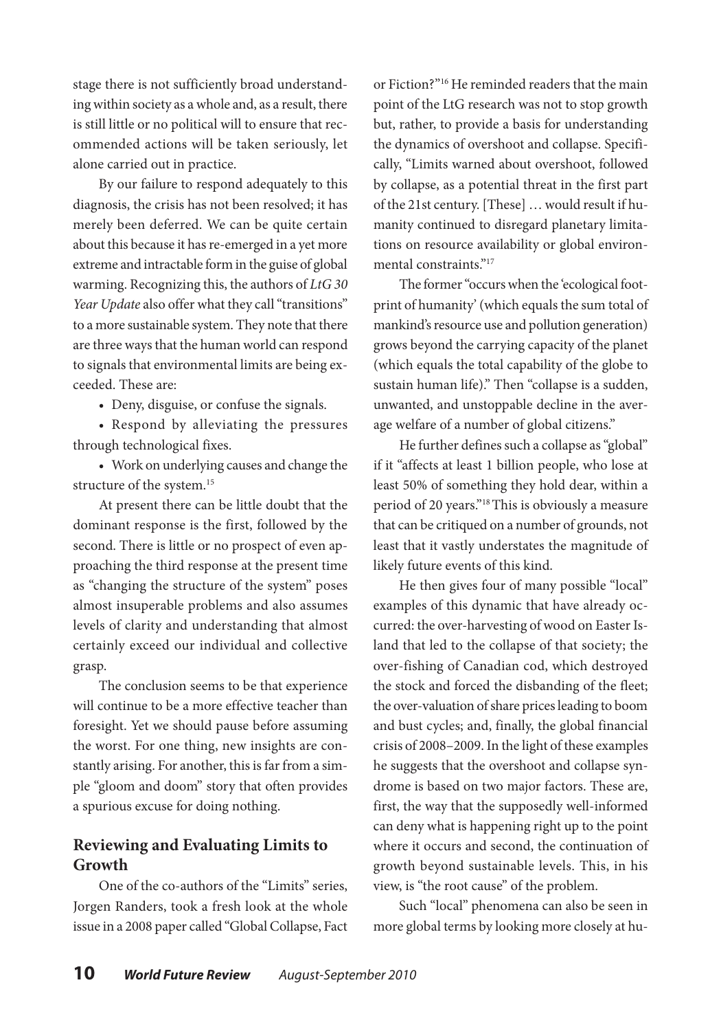stage there is not sufficiently broad understanding within society as a whole and, as a result, there is still little or no political will to ensure that recommended actions will be taken seriously, let alone carried out in practice.

By our failure to respond adequately to this diagnosis, the crisis has not been resolved; it has merely been deferred. We can be quite certain about this because it has re-emerged in a yet more extreme and intractable form in the guise of global warming. Recognizing this, the authors of *LtG 30 Year Update* also offer what they call "transitions" to a more sustainable system. They note that there are three ways that the human world can respond to signals that environmental limits are being exceeded. These are:

- Deny, disguise, or confuse the signals.
- Respond by alleviating the pressures through technological fixes.
- Work on underlying causes and change the structure of the system.[15]

At present there can be little doubt that the dominant response is the first, followed by the second. There is little or no prospect of even approaching the third response at the present time as "changing the structure of the system" poses almost insuperable problems and also assumes levels of clarity and understanding that almost certainly exceed our individual and collective grasp.

The conclusion seems to be that experience will continue to be a more effective teacher than foresight. Yet we should pause before assuming the worst. For one thing, new insights are constantly arising. For another, this is far from a simple "gloom and doom" story that often provides a spurious excuse for doing nothing.

## Reviewing and Evaluating Limits to Growth

One of the co-authors of the "Limits" series, Jorgen Randers, took a fresh look at the whole issue in a 2008 paper called "Global Collapse, Fact or Fiction?"[16] He reminded readers that the main point of the LtG research was not to stop growth but, rather, to provide a basis for understanding the dynamics of overshoot and collapse. Specifically, "Limits warned about overshoot, followed by collapse, as a potential threat in the first part of the 21st century. [These] … would result if humanity continued to disregard planetary limitations on resource availability or global environmental constraints."[17]

The former "occurs when the 'ecological footprint of humanity' (which equals the sum total of mankind's resource use and pollution generation) grows beyond the carrying capacity of the planet (which equals the total capability of the globe to sustain human life)." Then "collapse is a sudden, unwanted, and unstoppable decline in the average welfare of a number of global citizens."

He further defines such a collapse as "global" if it "affects at least 1 billion people, who lose at least 50% of something they hold dear, within a period of 20 years."[18] This is obviously a measure that can be critiqued on a number of grounds, not least that it vastly understates the magnitude of likely future events of this kind.

He then gives four of many possible "local" examples of this dynamic that have already occurred: the over-harvesting of wood on Easter Island that led to the collapse of that society; the over-fishing of Canadian cod, which destroyed the stock and forced the disbanding of the fleet; the over-valuation of share prices leading to boom and bust cycles; and, finally, the global financial crisis of 2008–2009. In the light of these examples he suggests that the overshoot and collapse syndrome is based on two major factors. These are, first, the way that the supposedly well-informed can deny what is happening right up to the point where it occurs and second, the continuation of growth beyond sustainable levels. This, in his view, is "the root cause" of the problem.

Such "local" phenomena can also be seen in more global terms by looking more closely at hu-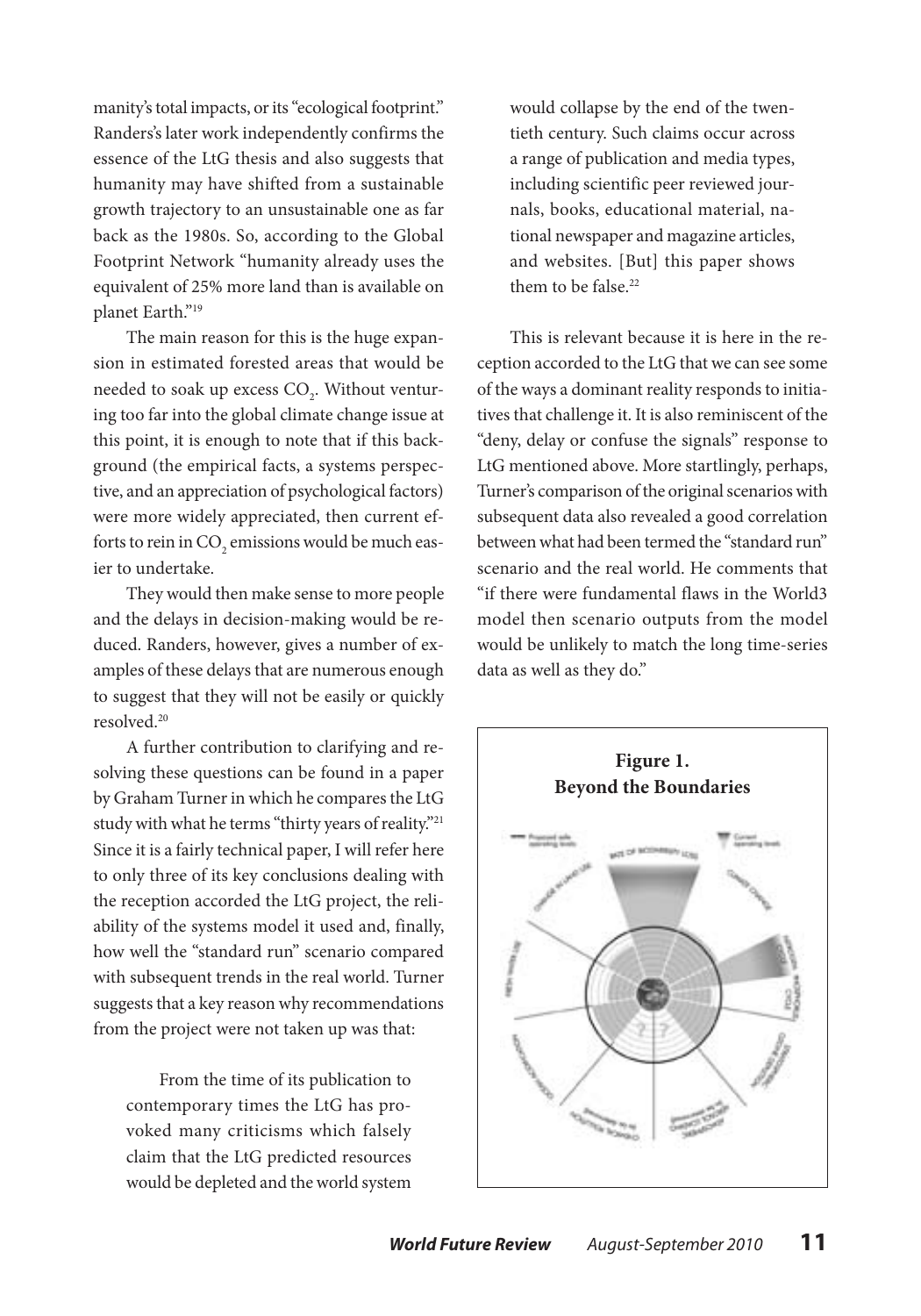manity's total impacts, or its "ecological footprint." Randers's later work independently confirms the essence of the LtG thesis and also suggests that humanity may have shifted from a sustainable growth trajectory to an unsustainable one as far back as the 1980s. So, according to the Global Footprint Network "humanity already uses the equivalent of 25% more land than is available on planet Earth."[19]

The main reason for this is the huge expansion in estimated forested areas that would be needed to soak up excess $CO_2$. Without venturing too far into the global climate change issue at this point, it is enough to note that if this background (the empirical facts, a systems perspective, and an appreciation of psychological factors) were more widely appreciated, then current efforts to rein in $CO_2$ emissions would be much easier to undertake.

They would then make sense to more people and the delays in decision-making would be reduced. Randers, however, gives a number of examples of these delays that are numerous enough to suggest that they will not be easily or quickly resolved.[20]

A further contribution to clarifying and resolving these questions can be found in a paper by Graham Turner in which he compares the LtG study with what he terms "thirty years of reality."[21] Since it is a fairly technical paper, I will refer here to only three of its key conclusions dealing with the reception accorded the LtG project, the reliability of the systems model it used and, finally, how well the "standard run" scenario compared with subsequent trends in the real world. Turner suggests that a key reason why recommendations from the project were not taken up was that:

> From the time of its publication to contemporary times the LtG has provoked many criticisms which falsely claim that the LtG predicted resources would be depleted and the world system would collapse by the end of the twentieth century. Such claims occur across a range of publication and media types, including scientific peer reviewed journals, books, educational material, national newspaper and magazine articles, and websites. [But] this paper shows them to be false.[22]

This is relevant because it is here in the reception accorded to the LtG that we can see some of the ways a dominant reality responds to initiatives that challenge it. It is also reminiscent of the "deny, delay or confuse the signals" response to LtG mentioned above. More startlingly, perhaps, Turner's comparison of the original scenarios with subsequent data also revealed a good correlation between what had been termed the "standard run" scenario and the real world. He comments that "if there were fundamental flaws in the World3 model then scenario outputs from the model would be unlikely to match the long time-series data as well as they do."

**Figure 1. Beyond the Boundaries**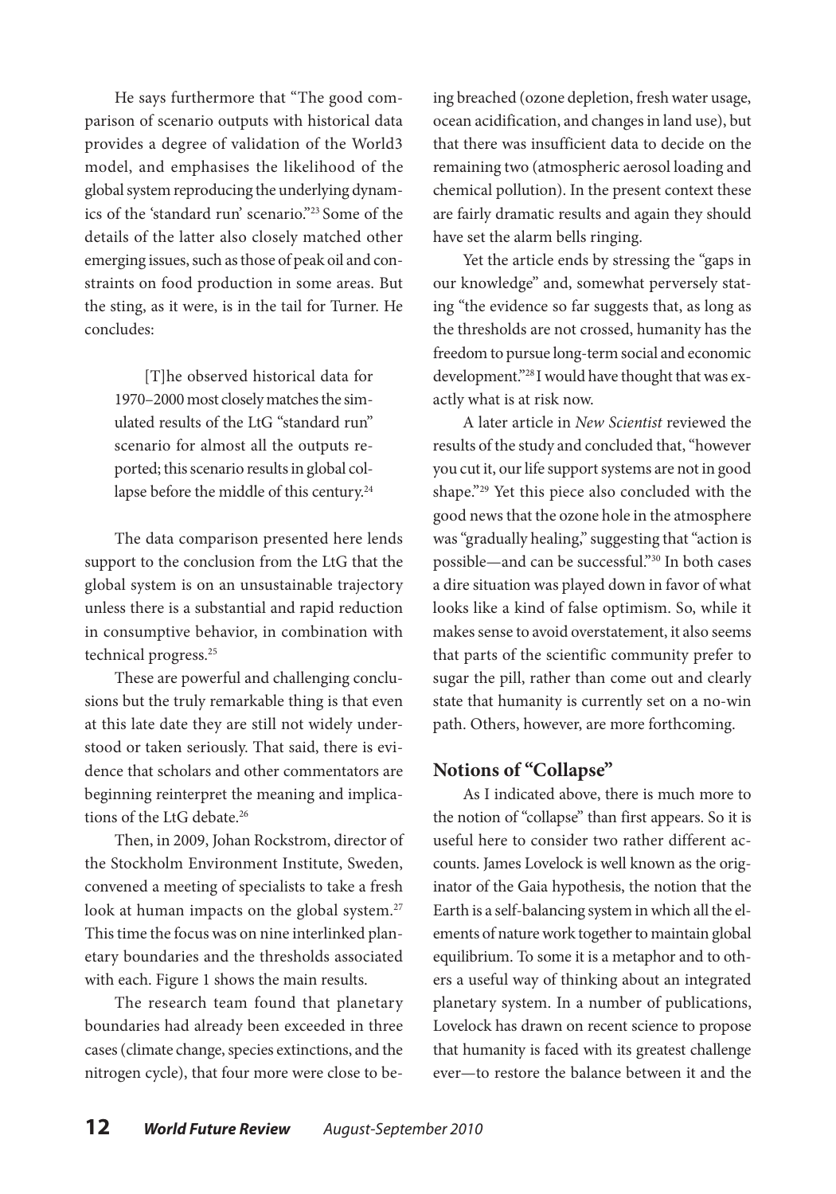He says furthermore that "The good comparison of scenario outputs with historical data provides a degree of validation of the World3 model, and emphasises the likelihood of the global system reproducing the underlying dynamics of the 'standard run' scenario."[23] Some of the details of the latter also closely matched other emerging issues, such as those of peak oil and constraints on food production in some areas. But the sting, as it were, is in the tail for Turner. He concludes:

> [T]he observed historical data for 1970–2000 most closely matches the simulated results of the LtG "standard run" scenario for almost all the outputs reported; this scenario results in global collapse before the middle of this century.[24]

The data comparison presented here lends support to the conclusion from the LtG that the global system is on an unsustainable trajectory unless there is a substantial and rapid reduction in consumptive behavior, in combination with technical progress.[25]

These are powerful and challenging conclusions but the truly remarkable thing is that even at this late date they are still not widely understood or taken seriously. That said, there is evidence that scholars and other commentators are beginning reinterpret the meaning and implications of the LtG debate.[26]

Then, in 2009, Johan Rockstrom, director of the Stockholm Environment Institute, Sweden, convened a meeting of specialists to take a fresh look at human impacts on the global system.[27] This time the focus was on nine interlinked planetary boundaries and the thresholds associated with each. Figure 1 shows the main results.

The research team found that planetary boundaries had already been exceeded in three cases (climate change, species extinctions, and the nitrogen cycle), that four more were close to being breached (ozone depletion, fresh water usage, ocean acidification, and changes in land use), but that there was insufficient data to decide on the remaining two (atmospheric aerosol loading and chemical pollution). In the present context these are fairly dramatic results and again they should have set the alarm bells ringing.

Yet the article ends by stressing the "gaps in our knowledge" and, somewhat perversely stating "the evidence so far suggests that, as long as the thresholds are not crossed, humanity has the freedom to pursue long-term social and economic development."[28] I would have thought that was exactly what is at risk now.

A later article in *New Scientist* reviewed the results of the study and concluded that, "however you cut it, our life support systems are not in good shape."[29] Yet this piece also concluded with the good news that the ozone hole in the atmosphere was "gradually healing," suggesting that "action is possible—and can be successful."[30] In both cases a dire situation was played down in favor of what looks like a kind of false optimism. So, while it makes sense to avoid overstatement, it also seems that parts of the scientific community prefer to sugar the pill, rather than come out and clearly state that humanity is currently set on a no-win path. Others, however, are more forthcoming.

## Notions of "Collapse"

As I indicated above, there is much more to the notion of "collapse" than first appears. So it is useful here to consider two rather different accounts. James Lovelock is well known as the originator of the Gaia hypothesis, the notion that the Earth is a self-balancing system in which all the elements of nature work together to maintain global equilibrium. To some it is a metaphor and to others a useful way of thinking about an integrated planetary system. In a number of publications, Lovelock has drawn on recent science to propose that humanity is faced with its greatest challenge ever—to restore the balance between it and the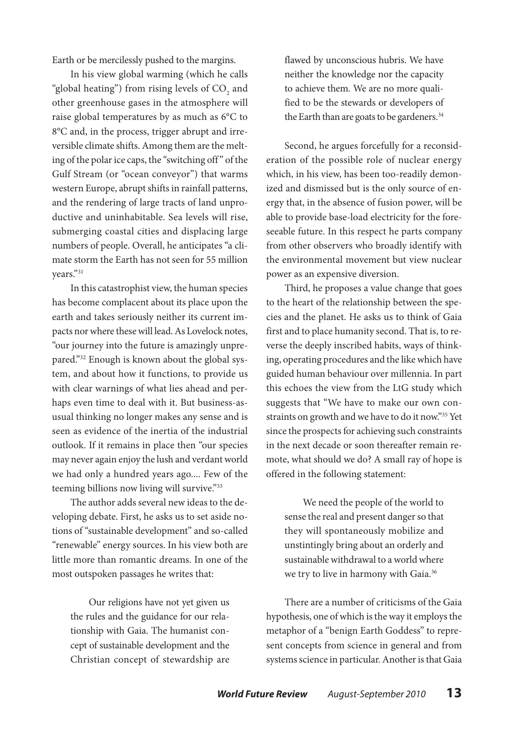Earth or be mercilessly pushed to the margins.

In his view global warming (which he calls "global heating") from rising levels of $CO_2$ and other greenhouse gases in the atmosphere will raise global temperatures by as much as 6°C to 8°C and, in the process, trigger abrupt and irreversible climate shifts. Among them are the melting of the polar ice caps, the "switching off" of the Gulf Stream (or "ocean conveyor") that warms western Europe, abrupt shifts in rainfall patterns, and the rendering of large tracts of land unproductive and uninhabitable. Sea levels will rise, submerging coastal cities and displacing large numbers of people. Overall, he anticipates "a climate storm the Earth has not seen for 55 million years."[31]

In this catastrophist view, the human species has become complacent about its place upon the earth and takes seriously neither its current impacts nor where these will lead. As Lovelock notes, "our journey into the future is amazingly unprepared."[32] Enough is known about the global system, and about how it functions, to provide us with clear warnings of what lies ahead and perhaps even time to deal with it. But business-as-usual thinking no longer makes any sense and is seen as evidence of the inertia of the industrial outlook. If it remains in place then "our species may never again enjoy the lush and verdant world we had only a hundred years ago.... Few of the teeming billions now living will survive."[33]

The author adds several new ideas to the developing debate. First, he asks us to set aside notions of "sustainable development" and so-called "renewable" energy sources. In his view both are little more than romantic dreams. In one of the most outspoken passages he writes that:

> Our religions have not yet given us the rules and the guidance for our relationship with Gaia. The humanist concept of sustainable development and the Christian concept of stewardship are flawed by unconscious hubris. We have neither the knowledge nor the capacity to achieve them. We are no more qualified to be the stewards or developers of the Earth than are goats to be gardeners.[34]

Second, he argues forcefully for a reconsideration of the possible role of nuclear energy which, in his view, has been too-readily demonized and dismissed but is the only source of energy that, in the absence of fusion power, will be able to provide base-load electricity for the foreseeable future. In this respect he parts company from other observers who broadly identify with the environmental movement but view nuclear power as an expensive diversion.

Third, he proposes a value change that goes to the heart of the relationship between the species and the planet. He asks us to think of Gaia first and to place humanity second. That is, to reverse the deeply inscribed habits, ways of thinking, operating procedures and the like which have guided human behaviour over millennia. In part this echoes the view from the LtG study which suggests that "We have to make our own constraints on growth and we have to do it now."[35] Yet since the prospects for achieving such constraints in the next decade or soon thereafter remain remote, what should we do? A small ray of hope is offered in the following statement:

> We need the people of the world to sense the real and present danger so that they will spontaneously mobilize and unstintingly bring about an orderly and sustainable withdrawal to a world where we try to live in harmony with Gaia.[36]

There are a number of criticisms of the Gaia hypothesis, one of which is the way it employs the metaphor of a "benign Earth Goddess" to represent concepts from science in general and from systems science in particular. Another is that Gaia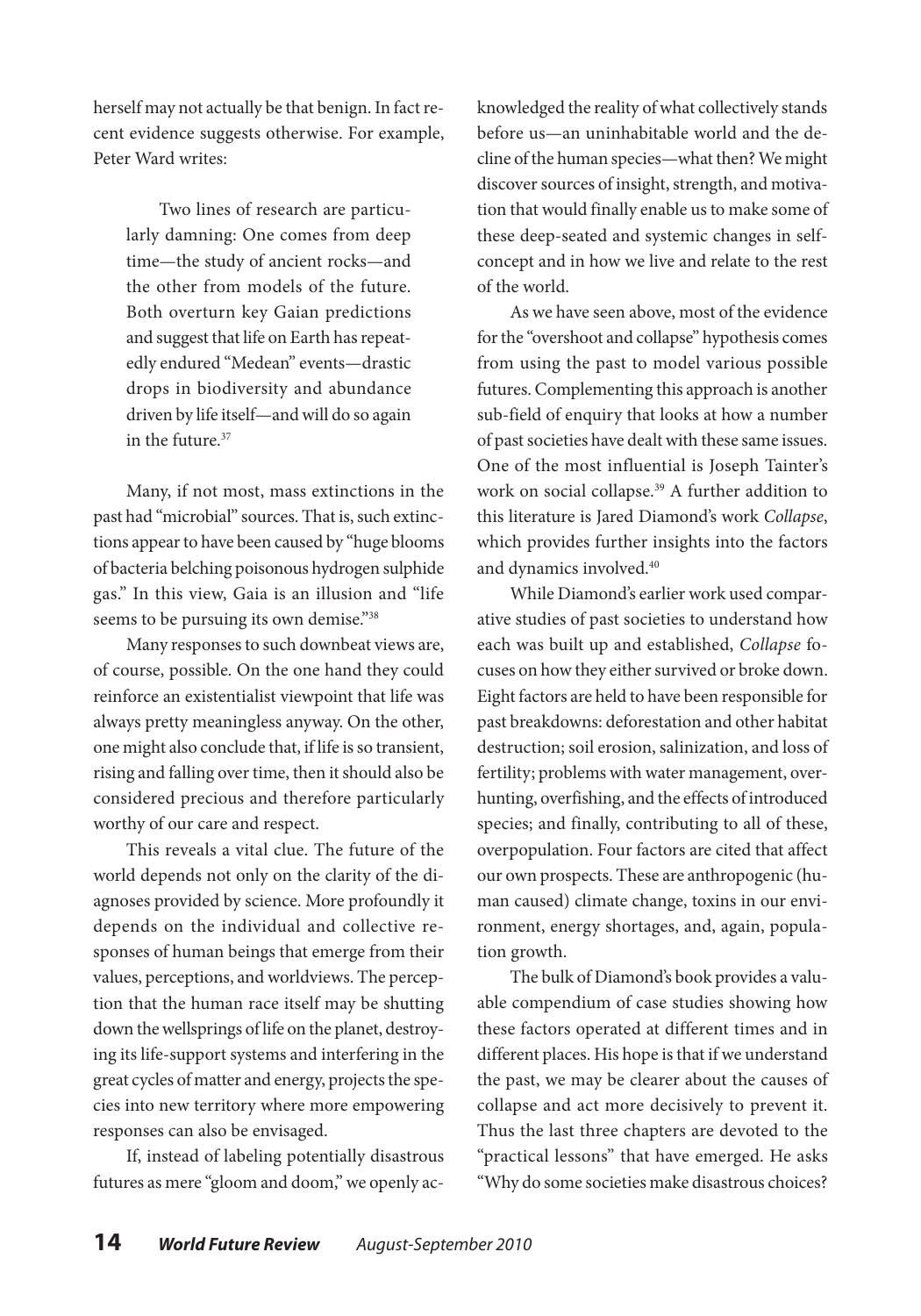herself may not actually be that benign. In fact recent evidence suggests otherwise. For example, Peter Ward writes:

> Two lines of research are particularly damning: One comes from deep time—the study of ancient rocks—and the other from models of the future. Both overturn key Gaian predictions and suggest that life on Earth has repeatedly endured "Medean" events—drastic drops in biodiversity and abundance driven by life itself—and will do so again in the future.[37]

Many, if not most, mass extinctions in the past had "microbial" sources. That is, such extinctions appear to have been caused by "huge blooms of bacteria belching poisonous hydrogen sulphide gas." In this view, Gaia is an illusion and "life seems to be pursuing its own demise."[38]

Many responses to such downbeat views are, of course, possible. On the one hand they could reinforce an existentialist viewpoint that life was always pretty meaningless anyway. On the other, one might also conclude that, if life is so transient, rising and falling over time, then it should also be considered precious and therefore particularly worthy of our care and respect.

This reveals a vital clue. The future of the world depends not only on the clarity of the diagnoses provided by science. More profoundly it depends on the individual and collective responses of human beings that emerge from their values, perceptions, and worldviews. The perception that the human race itself may be shutting down the wellsprings of life on the planet, destroying its life-support systems and interfering in the great cycles of matter and energy, projects the species into new territory where more empowering responses can also be envisaged.

If, instead of labeling potentially disastrous futures as mere "gloom and doom," we openly acknowledged the reality of what collectively stands before us—an uninhabitable world and the decline of the human species—what then? We might discover sources of insight, strength, and motivation that would finally enable us to make some of these deep-seated and systemic changes in self-concept and in how we live and relate to the rest of the world.

As we have seen above, most of the evidence for the "overshoot and collapse" hypothesis comes from using the past to model various possible futures. Complementing this approach is another sub-field of enquiry that looks at how a number of past societies have dealt with these same issues. One of the most influential is Joseph Tainter's work on social collapse.[39] A further addition to this literature is Jared Diamond's work *Collapse*, which provides further insights into the factors and dynamics involved.[40]

While Diamond's earlier work used comparative studies of past societies to understand how each was built up and established, *Collapse* focuses on how they either survived or broke down. Eight factors are held to have been responsible for past breakdowns: deforestation and other habitat destruction; soil erosion, salinization, and loss of fertility; problems with water management, overhunting, overfishing, and the effects of introduced species; and finally, contributing to all of these, overpopulation. Four factors are cited that affect our own prospects. These are anthropogenic (human caused) climate change, toxins in our environment, energy shortages, and, again, population growth.

The bulk of Diamond's book provides a valuable compendium of case studies showing how these factors operated at different times and in different places. His hope is that if we understand the past, we may be clearer about the causes of collapse and act more decisively to prevent it. Thus the last three chapters are devoted to the "practical lessons" that have emerged. He asks "Why do some societies make disastrous choices?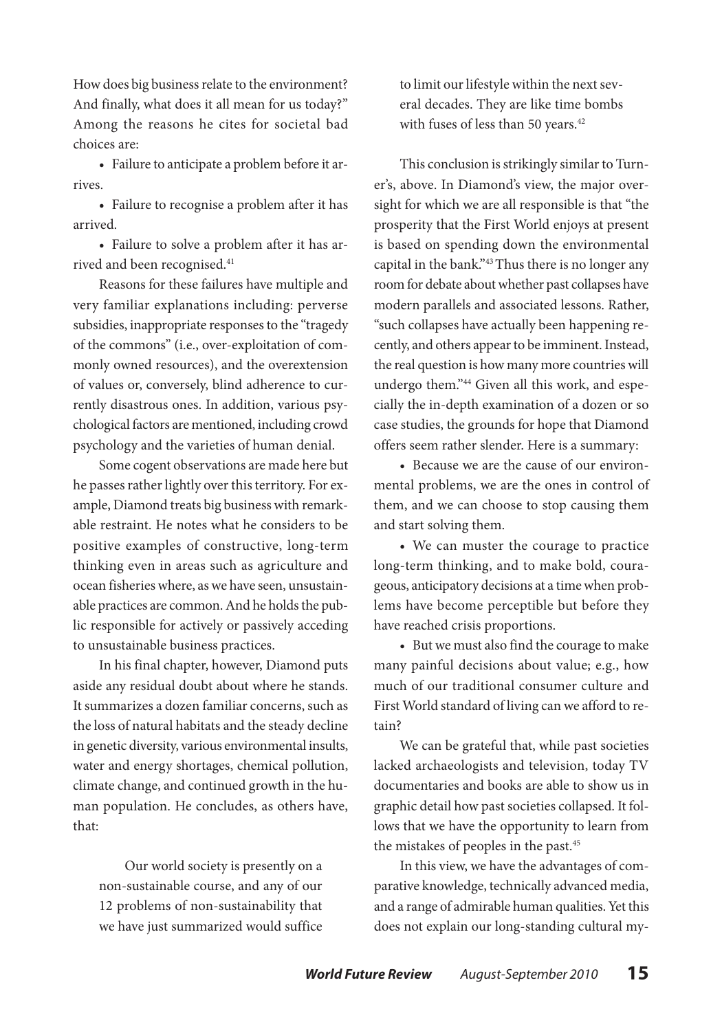How does big business relate to the environment? And finally, what does it all mean for us today?" Among the reasons he cites for societal bad choices are:

- Failure to anticipate a problem before it arrives.
- Failure to recognise a problem after it has arrived.
- Failure to solve a problem after it has arrived and been recognised.[41]

Reasons for these failures have multiple and very familiar explanations including: perverse subsidies, inappropriate responses to the "tragedy of the commons" (i.e., over-exploitation of commonly owned resources), and the overextension of values or, conversely, blind adherence to currently disastrous ones. In addition, various psychological factors are mentioned, including crowd psychology and the varieties of human denial.

Some cogent observations are made here but he passes rather lightly over this territory. For example, Diamond treats big business with remarkable restraint. He notes what he considers to be positive examples of constructive, long-term thinking even in areas such as agriculture and ocean fisheries where, as we have seen, unsustainable practices are common. And he holds the public responsible for actively or passively acceding to unsustainable business practices.

In his final chapter, however, Diamond puts aside any residual doubt about where he stands. It summarizes a dozen familiar concerns, such as the loss of natural habitats and the steady decline in genetic diversity, various environmental insults, water and energy shortages, chemical pollution, climate change, and continued growth in the human population. He concludes, as others have, that:

> Our world society is presently on a non-sustainable course, and any of our 12 problems of non-sustainability that we have just summarized would suffice to limit our lifestyle within the next several decades. They are like time bombs with fuses of less than 50 years.[42]

This conclusion is strikingly similar to Turner's, above. In Diamond's view, the major oversight for which we are all responsible is that "the prosperity that the First World enjoys at present is based on spending down the environmental capital in the bank."[43] Thus there is no longer any room for debate about whether past collapses have modern parallels and associated lessons. Rather, "such collapses have actually been happening recently, and others appear to be imminent. Instead, the real question is how many more countries will undergo them."[44] Given all this work, and especially the in-depth examination of a dozen or so case studies, the grounds for hope that Diamond offers seem rather slender. Here is a summary:

- Because we are the cause of our environmental problems, we are the ones in control of them, and we can choose to stop causing them and start solving them.
- We can muster the courage to practice long-term thinking, and to make bold, courageous, anticipatory decisions at a time when problems have become perceptible but before they have reached crisis proportions.
- But we must also find the courage to make many painful decisions about value; e.g., how much of our traditional consumer culture and First World standard of living can we afford to retain?

We can be grateful that, while past societies lacked archaeologists and television, today TV documentaries and books are able to show us in graphic detail how past societies collapsed. It follows that we have the opportunity to learn from the mistakes of peoples in the past.[45]

In this view, we have the advantages of comparative knowledge, technically advanced media, and a range of admirable human qualities. Yet this does not explain our long-standing cultural my-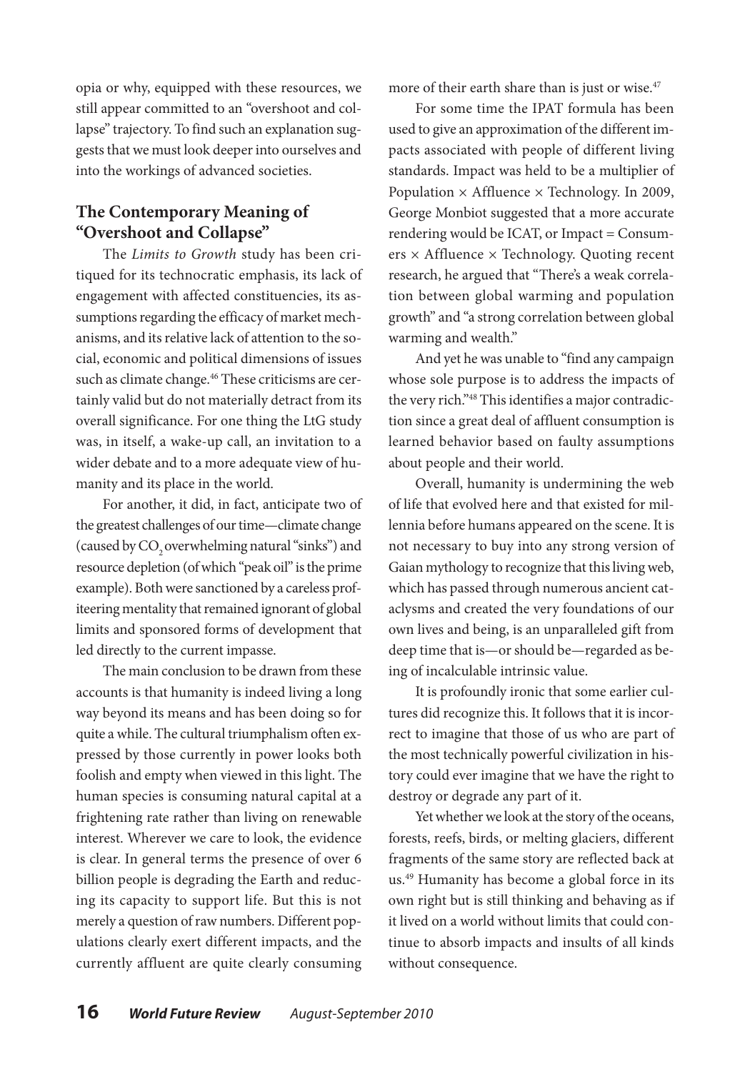opia or why, equipped with these resources, we still appear committed to an "overshoot and collapse" trajectory. To find such an explanation suggests that we must look deeper into ourselves and into the workings of advanced societies.

## The Contemporary Meaning of "Overshoot and Collapse"

The *Limits to Growth* study has been critiqued for its technocratic emphasis, its lack of engagement with affected constituencies, its assumptions regarding the efficacy of market mechanisms, and its relative lack of attention to the social, economic and political dimensions of issues such as climate change.[46] These criticisms are certainly valid but do not materially detract from its overall significance. For one thing the LtG study was, in itself, a wake-up call, an invitation to a wider debate and to a more adequate view of humanity and its place in the world.

For another, it did, in fact, anticipate two of the greatest challenges of our time—climate change (caused by $CO_2$ overwhelming natural "sinks") and resource depletion (of which "peak oil" is the prime example). Both were sanctioned by a careless profiteering mentality that remained ignorant of global limits and sponsored forms of development that led directly to the current impasse.

The main conclusion to be drawn from these accounts is that humanity is indeed living a long way beyond its means and has been doing so for quite a while. The cultural triumphalism often expressed by those currently in power looks both foolish and empty when viewed in this light. The human species is consuming natural capital at a frightening rate rather than living on renewable interest. Wherever we care to look, the evidence is clear. In general terms the presence of over 6 billion people is degrading the Earth and reducing its capacity to support life. But this is not merely a question of raw numbers. Different populations clearly exert different impacts, and the currently affluent are quite clearly consuming more of their earth share than is just or wise.[47]

For some time the IPAT formula has been used to give an approximation of the different impacts associated with people of different living standards. Impact was held to be a multiplier of Population × Affluence × Technology. In 2009, George Monbiot suggested that a more accurate rendering would be ICAT, or Impact = Consumers × Affluence × Technology. Quoting recent research, he argued that "There's a weak correlation between global warming and population growth" and "a strong correlation between global warming and wealth."

And yet he was unable to "find any campaign whose sole purpose is to address the impacts of the very rich."[48] This identifies a major contradiction since a great deal of affluent consumption is learned behavior based on faulty assumptions about people and their world.

Overall, humanity is undermining the web of life that evolved here and that existed for millennia before humans appeared on the scene. It is not necessary to buy into any strong version of Gaian mythology to recognize that this living web, which has passed through numerous ancient cataclysms and created the very foundations of our own lives and being, is an unparalleled gift from deep time that is—or should be—regarded as being of incalculable intrinsic value.

It is profoundly ironic that some earlier cultures did recognize this. It follows that it is incorrect to imagine that those of us who are part of the most technically powerful civilization in history could ever imagine that we have the right to destroy or degrade any part of it.

Yet whether we look at the story of the oceans, forests, reefs, birds, or melting glaciers, different fragments of the same story are reflected back at us.[49] Humanity has become a global force in its own right but is still thinking and behaving as if it lived on a world without limits that could continue to absorb impacts and insults of all kinds without consequence.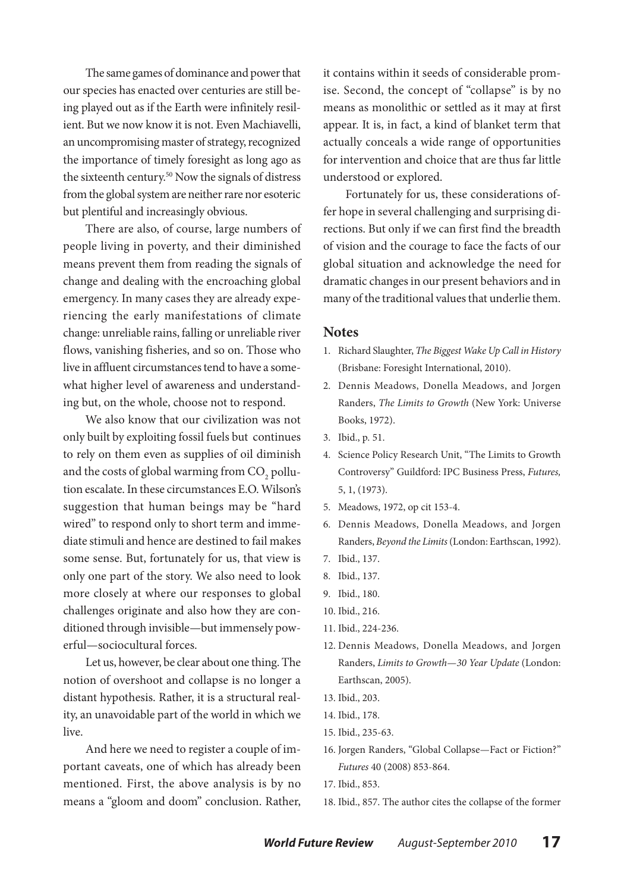The same games of dominance and power that our species has enacted over centuries are still being played out as if the Earth were infinitely resilient. But we now know it is not. Even Machiavelli, an uncompromising master of strategy, recognized the importance of timely foresight as long ago as the sixteenth century.[50] Now the signals of distress from the global system are neither rare nor esoteric but plentiful and increasingly obvious.

There are also, of course, large numbers of people living in poverty, and their diminished means prevent them from reading the signals of change and dealing with the encroaching global emergency. In many cases they are already experiencing the early manifestations of climate change: unreliable rains, falling or unreliable river flows, vanishing fisheries, and so on. Those who live in affluent circumstances tend to have a somewhat higher level of awareness and understanding but, on the whole, choose not to respond.

We also know that our civilization was not only built by exploiting fossil fuels but continues to rely on them even as supplies of oil diminish and the costs of global warming from $CO_2$ pollution escalate. In these circumstances E.O. Wilson's suggestion that human beings may be "hard wired" to respond only to short term and immediate stimuli and hence are destined to fail makes some sense. But, fortunately for us, that view is only one part of the story. We also need to look more closely at where our responses to global challenges originate and also how they are conditioned through invisible—but immensely powerful—sociocultural forces.

Let us, however, be clear about one thing. The notion of overshoot and collapse is no longer a distant hypothesis. Rather, it is a structural reality, an unavoidable part of the world in which we live.

And here we need to register a couple of important caveats, one of which has already been mentioned. First, the above analysis is by no means a "gloom and doom" conclusion. Rather, it contains within it seeds of considerable promise. Second, the concept of "collapse" is by no means as monolithic or settled as it may at first appear. It is, in fact, a kind of blanket term that actually conceals a wide range of opportunities for intervention and choice that are thus far little understood or explored.

Fortunately for us, these considerations offer hope in several challenging and surprising directions. But only if we can first find the breadth of vision and the courage to face the facts of our global situation and acknowledge the need for dramatic changes in our present behaviors and in many of the traditional values that underlie them.

## Notes

1. Richard Slaughter, *The Biggest Wake Up Call in History* (Brisbane: Foresight International, 2010).
2. Dennis Meadows, Donella Meadows, and Jorgen Randers, *The Limits to Growth* (New York: Universe Books, 1972).
3. Ibid., p. 51.
4. Science Policy Research Unit, "The Limits to Growth Controversy" Guildford: IPC Business Press, *Futures,* 5, 1, (1973).
5. Meadows, 1972, op cit 153-4.
6. Dennis Meadows, Donella Meadows, and Jorgen Randers, *Beyond the Limits* (London: Earthscan, 1992).
7. Ibid., 137.
8. Ibid., 137.
9. Ibid., 180.
10. Ibid., 216.
11. Ibid., 224-236.
12. Dennis Meadows, Donella Meadows, and Jorgen Randers, *Limits to Growth—30 Year Update* (London: Earthscan, 2005).
13. Ibid., 203.
14. Ibid., 178.
15. Ibid., 235-63.
16. Jorgen Randers, "Global Collapse—Fact or Fiction?" *Futures* 40 (2008) 853-864.
17. Ibid., 853.
18. Ibid., 857. The author cites the collapse of the former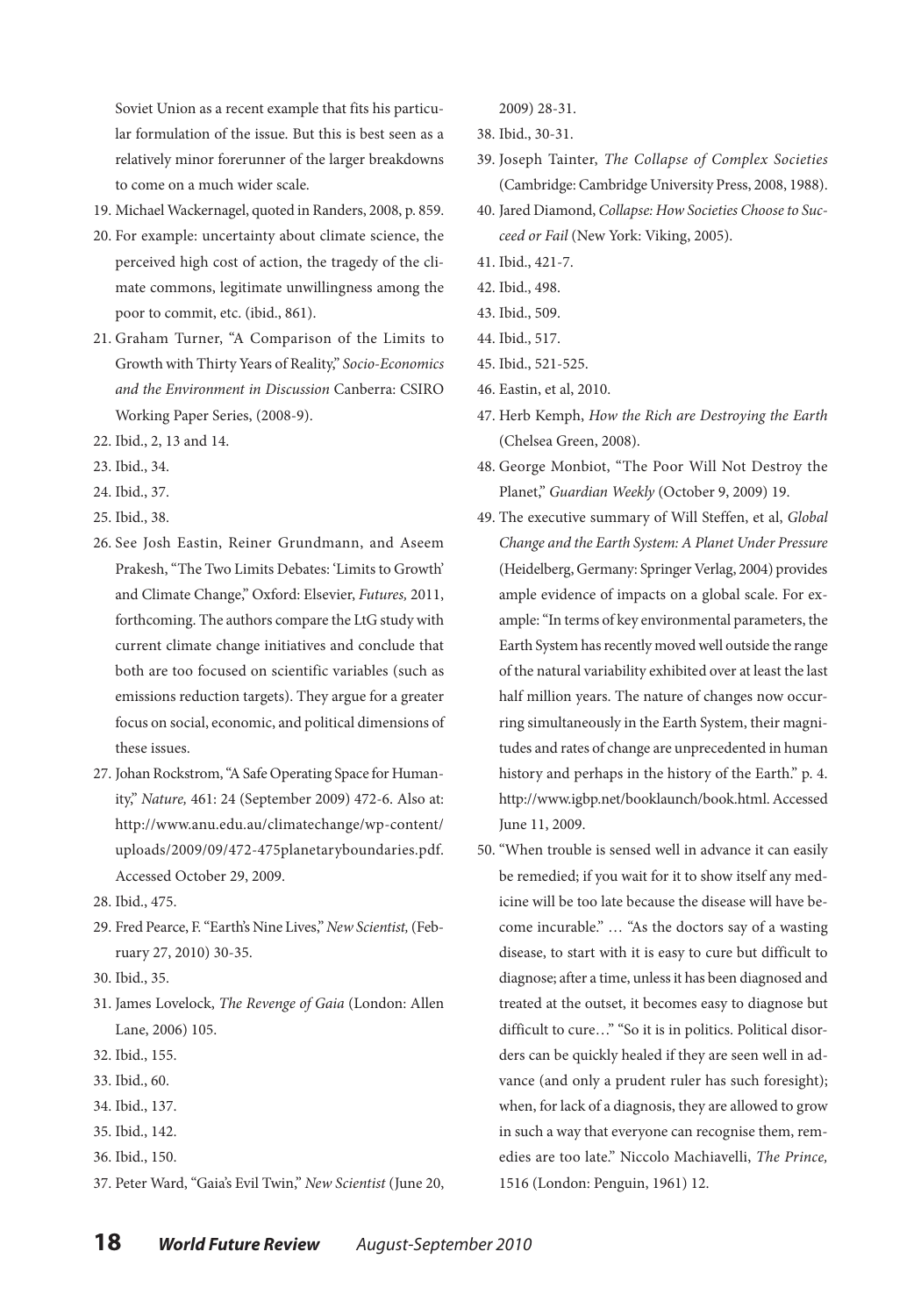Soviet Union as a recent example that fits his particular formulation of the issue. But this is best seen as a relatively minor forerunner of the larger breakdowns to come on a much wider scale.

19. Michael Wackernagel, quoted in Randers, 2008, p. 859.
20. For example: uncertainty about climate science, the perceived high cost of action, the tragedy of the climate commons, legitimate unwillingness among the poor to commit, etc. (ibid., 861).
21. Graham Turner, "A Comparison of the Limits to Growth with Thirty Years of Reality," *Socio-Economics and the Environment in Discussion* Canberra: CSIRO Working Paper Series, (2008-9).
22. Ibid., 2, 13 and 14.
23. Ibid., 34.
24. Ibid., 37.
25. Ibid., 38.
26. See Josh Eastin, Reiner Grundmann, and Aseem Prakesh, "The Two Limits Debates: 'Limits to Growth' and Climate Change," Oxford: Elsevier, *Futures,* 2011, forthcoming. The authors compare the LtG study with current climate change initiatives and conclude that both are too focused on scientific variables (such as emissions reduction targets). They argue for a greater focus on social, economic, and political dimensions of these issues.
27. Johan Rockstrom, "A Safe Operating Space for Humanity," *Nature,* 461: 24 (September 2009) 472-6. Also at: http://www.anu.edu.au/climatechange/wp-content/uploads/2009/09/472-475planetaryboundaries.pdf. Accessed October 29, 2009.
28. Ibid., 475.
29. Fred Pearce, F. "Earth's Nine Lives," *New Scientist,* (February 27, 2010) 30-35.
30. Ibid., 35.
31. James Lovelock, *The Revenge of Gaia* (London: Allen Lane, 2006) 105.
32. Ibid., 155.
33. Ibid., 60.
34. Ibid., 137.
35. Ibid., 142.
36. Ibid., 150.
37. Peter Ward, "Gaia's Evil Twin," *New Scientist* (June 20, 2009) 28-31.
38. Ibid., 30-31.
39. Joseph Tainter, *The Collapse of Complex Societies* (Cambridge: Cambridge University Press, 2008, 1988).
40. Jared Diamond, *Collapse: How Societies Choose to Succeed or Fail* (New York: Viking, 2005).
41. Ibid., 421-7.
42. Ibid., 498.
43. Ibid., 509.
44. Ibid., 517.
45. Ibid., 521-525.
46. Eastin, et al, 2010.
47. Herb Kemph, *How the Rich are Destroying the Earth* (Chelsea Green, 2008).
48. George Monbiot, "The Poor Will Not Destroy the Planet," *Guardian Weekly* (October 9, 2009) 19.
49. The executive summary of Will Steffen, et al, *Global Change and the Earth System: A Planet Under Pressure* (Heidelberg, Germany: Springer Verlag, 2004) provides ample evidence of impacts on a global scale. For example: "In terms of key environmental parameters, the Earth System has recently moved well outside the range of the natural variability exhibited over at least the last half million years. The nature of changes now occurring simultaneously in the Earth System, their magnitudes and rates of change are unprecedented in human history and perhaps in the history of the Earth." p. 4. http://www.igbp.net/booklaunch/book.html. Accessed June 11, 2009.
50. "When trouble is sensed well in advance it can easily be remedied; if you wait for it to show itself any medicine will be too late because the disease will have become incurable." … "As the doctors say of a wasting disease, to start with it is easy to cure but difficult to diagnose; after a time, unless it has been diagnosed and treated at the outset, it becomes easy to diagnose but difficult to cure…" "So it is in politics. Political disorders can be quickly healed if they are seen well in advance (and only a prudent ruler has such foresight); when, for lack of a diagnosis, they are allowed to grow in such a way that everyone can recognise them, remedies are too late." Niccolo Machiavelli, *The Prince,* 1516 (London: Penguin, 1961) 12.